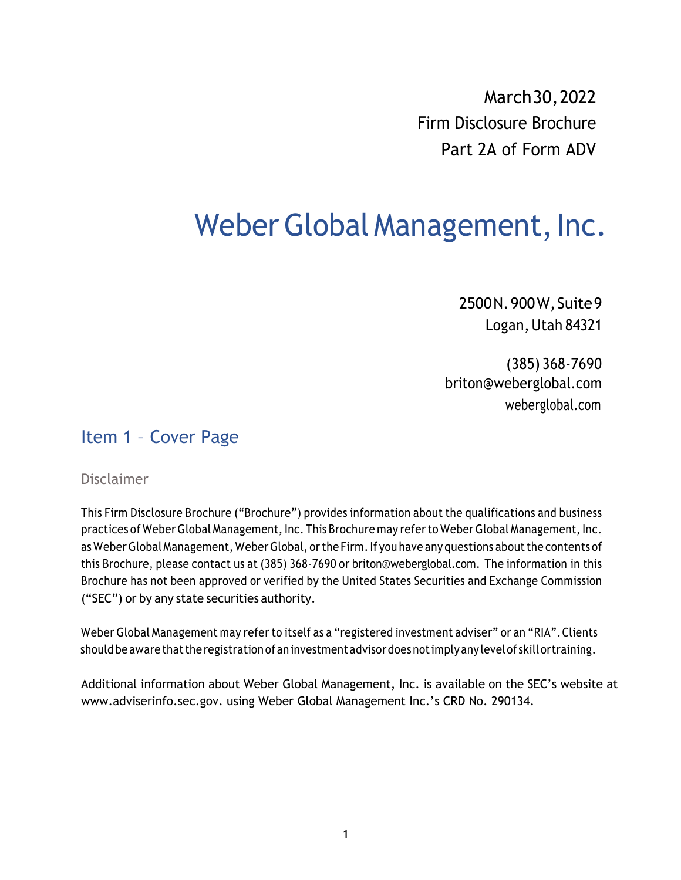March 30, 2022
Firm Disclosure Brochure
Part 2A of Form ADV

# Weber Global Management, Inc.

2500 N. 900 W, Suite 9
Logan, Utah 84321

(385) 368-7690
briton@weberglobal.com
weberglobal.com

## Item 1 – Cover Page

### Disclaimer

This Firm Disclosure Brochure ("Brochure") provides information about the qualifications and business practices of Weber Global Management, Inc. This Brochure may refer to Weber Global Management, Inc. as Weber Global Management, Weber Global, or the Firm. If you have any questions about the contents of this Brochure, please contact us at (385) 368-7690 or briton@weberglobal.com. The information in this Brochure has not been approved or verified by the United States Securities and Exchange Commission ("SEC") or by any state securities authority.

Weber Global Management may refer to itself as a "registered investment adviser" or an "RIA". Clients should be aware that the registration of an investment advisor does not imply any level of skill or training.

Additional information about Weber Global Management, Inc. is available on the SEC's website at www.adviserinfo.sec.gov. using Weber Global Management Inc.'s CRD No. 290134.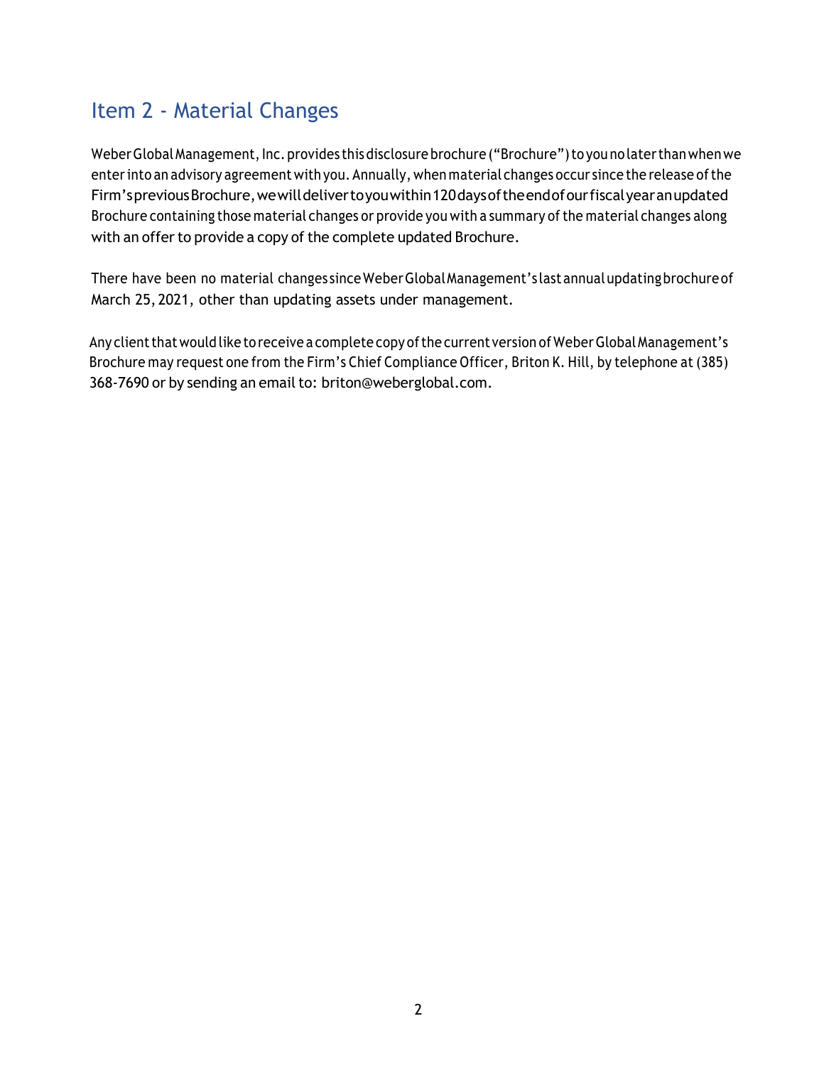## Item 2 - Material Changes

Weber Global Management, Inc. provides this disclosure brochure ("Brochure") to you no later than when we enter into an advisory agreement with you. Annually, when material changes occur since the release of the Firm's previous Brochure, we will deliver to you within 120 days of the end of our fiscal year an updated Brochure containing those material changes or provide you with a summary of the material changes along with an offer to provide a copy of the complete updated Brochure.

There have been no material changes since Weber Global Management's last annual updating brochure of March 25, 2021, other than updating assets under management.

Any client that would like to receive a complete copy of the current version of Weber Global Management's Brochure may request one from the Firm's Chief Compliance Officer, Briton K. Hill, by telephone at (385) 368-7690 or by sending an email to: briton@weberglobal.com.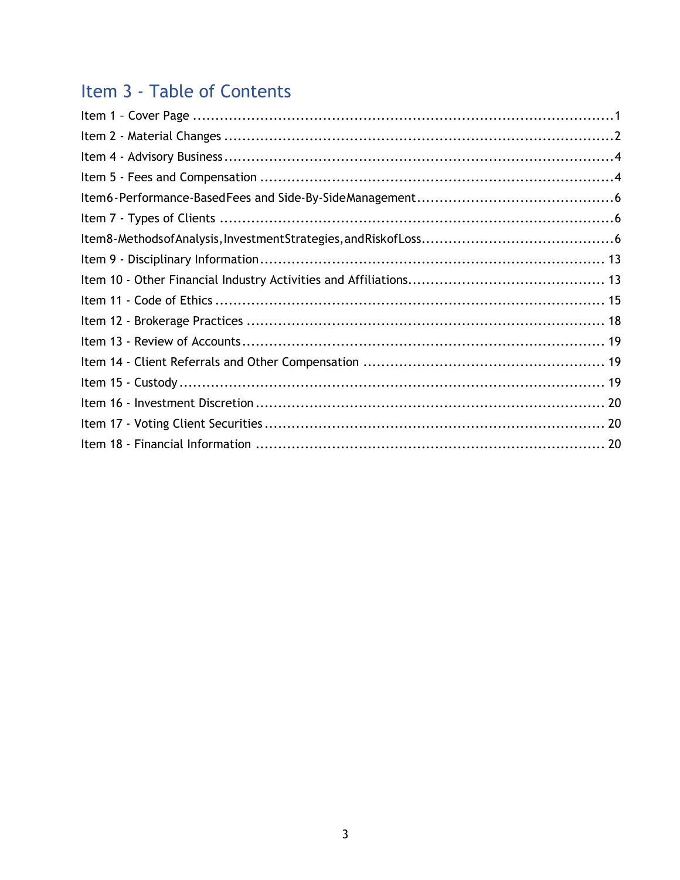# Item 3 - Table of Contents

Item 1 – Cover Page ........................................................................................1

Item 2 - Material Changes ..................................................................................2

Item 4 - Advisory Business..................................................................................4

Item 5 - Fees and Compensation ..........................................................................4

Item6-Performance-BasedFees and Side-By-SideManagement........................................6

Item 7 - Types of Clients ....................................................................................6

Item8-MethodsofAnalysis,InvestmentStrategies,andRiskofLoss.......................................6

Item 9 - Disciplinary Information ........................................................................ 13

Item 10 - Other Financial Industry Activities and Affiliations........................................ 13

Item 11 - Code of Ethics .................................................................................. 15

Item 12 - Brokerage Practices ........................................................................... 18

Item 13 - Review of Accounts ............................................................................ 19

Item 14 - Client Referrals and Other Compensation ................................................. 19

Item 15 - Custody .......................................................................................... 19

Item 16 - Investment Discretion ......................................................................... 20

Item 17 - Voting Client Securities ....................................................................... 20

Item 18 - Financial Information ......................................................................... 20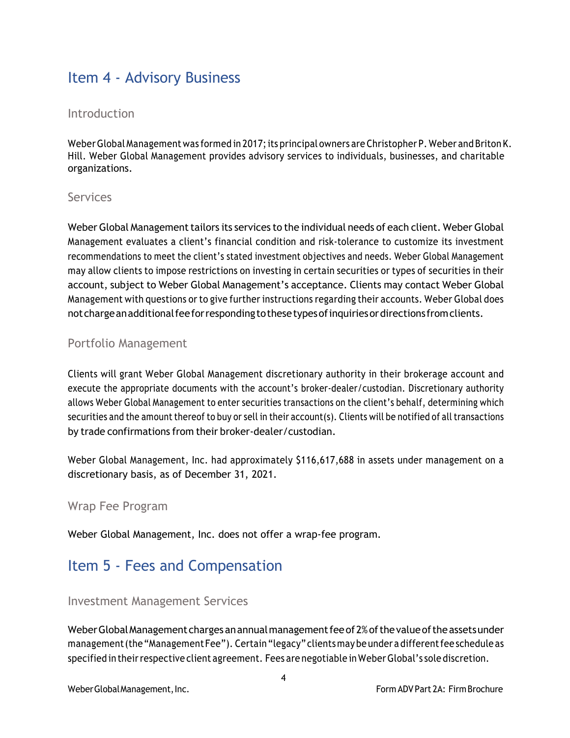# Item 4 - Advisory Business

## Introduction

Weber Global Management was formed in 2017; its principal owners are Christopher P. Weber and Briton K. Hill. Weber Global Management provides advisory services to individuals, businesses, and charitable organizations.

## Services

Weber Global Management tailors its services to the individual needs of each client. Weber Global Management evaluates a client's financial condition and risk-tolerance to customize its investment recommendations to meet the client's stated investment objectives and needs. Weber Global Management may allow clients to impose restrictions on investing in certain securities or types of securities in their account, subject to Weber Global Management's acceptance. Clients may contact Weber Global Management with questions or to give further instructions regarding their accounts. Weber Global does not charge an additional fee for responding to these types of inquiries or directions from clients.

## Portfolio Management

Clients will grant Weber Global Management discretionary authority in their brokerage account and execute the appropriate documents with the account's broker-dealer/custodian. Discretionary authority allows Weber Global Management to enter securities transactions on the client's behalf, determining which securities and the amount thereof to buy or sell in their account(s). Clients will be notified of all transactions by trade confirmations from their broker-dealer/custodian.

Weber Global Management, Inc. had approximately $116,617,688 in assets under management on a discretionary basis, as of December 31, 2021.

## Wrap Fee Program

Weber Global Management, Inc. does not offer a wrap-fee program.

# Item 5 - Fees and Compensation

## Investment Management Services

Weber Global Management charges an annual management fee of 2% of the value of the assets under management (the "Management Fee"). Certain "legacy" clients may be under a different fee schedule as specified in their respective client agreement. Fees are negotiable in Weber Global's sole discretion.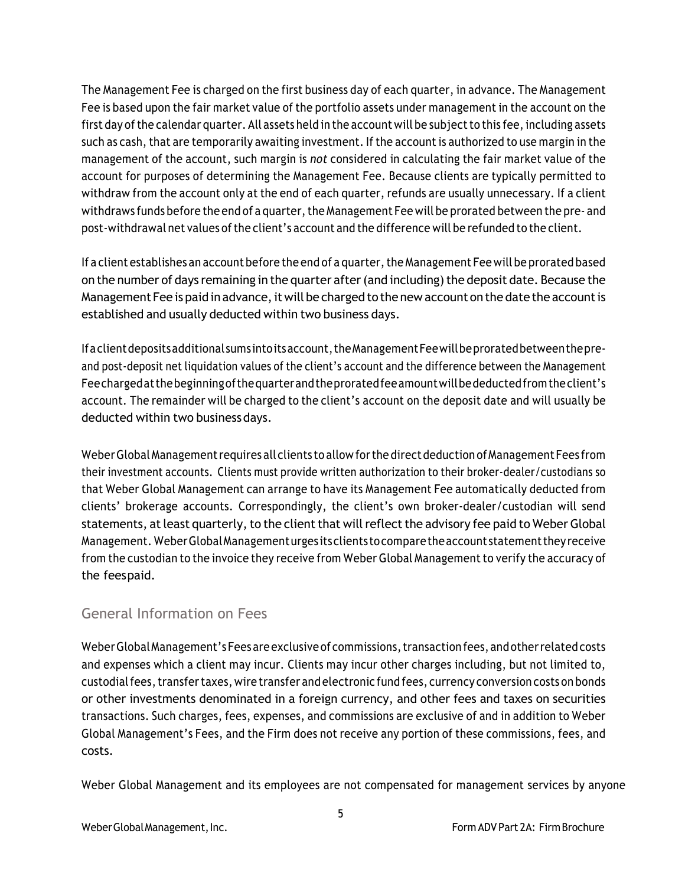The Management Fee is charged on the first business day of each quarter, in advance. The Management Fee is based upon the fair market value of the portfolio assets under management in the account on the first day of the calendar quarter. All assets held in the account will be subject to this fee, including assets such as cash, that are temporarily awaiting investment. If the account is authorized to use margin in the management of the account, such margin is *not* considered in calculating the fair market value of the account for purposes of determining the Management Fee. Because clients are typically permitted to withdraw from the account only at the end of each quarter, refunds are usually unnecessary. If a client withdraws funds before the end of a quarter, the Management Fee will be prorated between the pre- and post-withdrawal net values of the client's account and the difference will be refunded to the client.

If a client establishes an account before the end of a quarter, the Management Fee will be prorated based on the number of days remaining in the quarter after (and including) the deposit date. Because the Management Fee is paid in advance, it will be charged to the new account on the date the account is established and usually deducted within two business days.

If a client deposits additional sums into its account, the Management Fee will be prorated between the pre- and post-deposit net liquidation values of the client's account and the difference between the Management Fee charged at the beginning of the quarter and the prorated fee amount will be deducted from the client's account. The remainder will be charged to the client's account on the deposit date and will usually be deducted within two business days.

Weber Global Management requires all clients to allow for the direct deduction of Management Fees from their investment accounts. Clients must provide written authorization to their broker-dealer/custodians so that Weber Global Management can arrange to have its Management Fee automatically deducted from clients' brokerage accounts. Correspondingly, the client's own broker-dealer/custodian will send statements, at least quarterly, to the client that will reflect the advisory fee paid to Weber Global Management. Weber Global Management urges its clients to compare the account statement they receive from the custodian to the invoice they receive from Weber Global Management to verify the accuracy of the fees paid.

## General Information on Fees

Weber Global Management's Fees are exclusive of commissions, transaction fees, and other related costs and expenses which a client may incur. Clients may incur other charges including, but not limited to, custodial fees, transfer taxes, wire transfer and electronic fund fees, currency conversion costs on bonds or other investments denominated in a foreign currency, and other fees and taxes on securities transactions. Such charges, fees, expenses, and commissions are exclusive of and in addition to Weber Global Management's Fees, and the Firm does not receive any portion of these commissions, fees, and costs.

Weber Global Management and its employees are not compensated for management services by anyone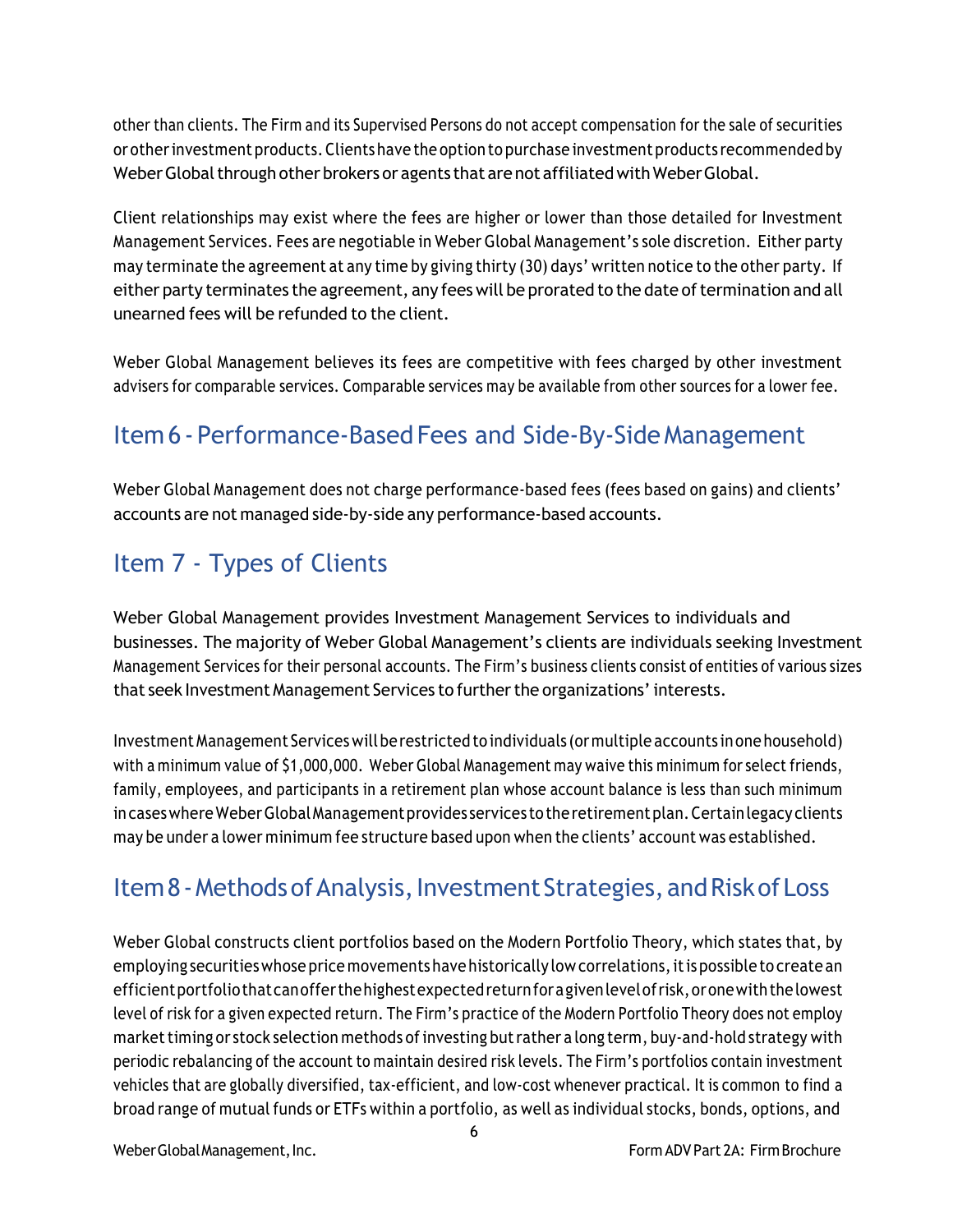other than clients. The Firm and its Supervised Persons do not accept compensation for the sale of securities or other investment products. Clients have the option to purchase investment products recommended by Weber Global through other brokers or agents that are not affiliated with Weber Global.

Client relationships may exist where the fees are higher or lower than those detailed for Investment Management Services. Fees are negotiable in Weber Global Management's sole discretion. Either party may terminate the agreement at any time by giving thirty (30) days' written notice to the other party. If either party terminates the agreement, any fees will be prorated to the date of termination and all unearned fees will be refunded to the client.

Weber Global Management believes its fees are competitive with fees charged by other investment advisers for comparable services. Comparable services may be available from other sources for a lower fee.

## Item 6 - Performance-Based Fees and Side-By-Side Management

Weber Global Management does not charge performance-based fees (fees based on gains) and clients' accounts are not managed side-by-side any performance-based accounts.

## Item 7 - Types of Clients

Weber Global Management provides Investment Management Services to individuals and businesses. The majority of Weber Global Management's clients are individuals seeking Investment Management Services for their personal accounts. The Firm's business clients consist of entities of various sizes that seek Investment Management Services to further the organizations' interests.

Investment Management Services will be restricted to individuals (or multiple accounts in one household) with a minimum value of $1,000,000. Weber Global Management may waive this minimum for select friends, family, employees, and participants in a retirement plan whose account balance is less than such minimum in cases where Weber Global Management provides services to the retirement plan. Certain legacy clients may be under a lower minimum fee structure based upon when the clients' account was established.

## Item 8 - Methods of Analysis, Investment Strategies, and Risk of Loss

Weber Global constructs client portfolios based on the Modern Portfolio Theory, which states that, by employing securities whose price movements have historically low correlations, it is possible to create an efficient portfolio that can offer the highest expected return for a given level of risk, or one with the lowest level of risk for a given expected return. The Firm's practice of the Modern Portfolio Theory does not employ market timing or stock selection methods of investing but rather a long term, buy-and-hold strategy with periodic rebalancing of the account to maintain desired risk levels. The Firm's portfolios contain investment vehicles that are globally diversified, tax-efficient, and low-cost whenever practical. It is common to find a broad range of mutual funds or ETFs within a portfolio, as well as individual stocks, bonds, options, and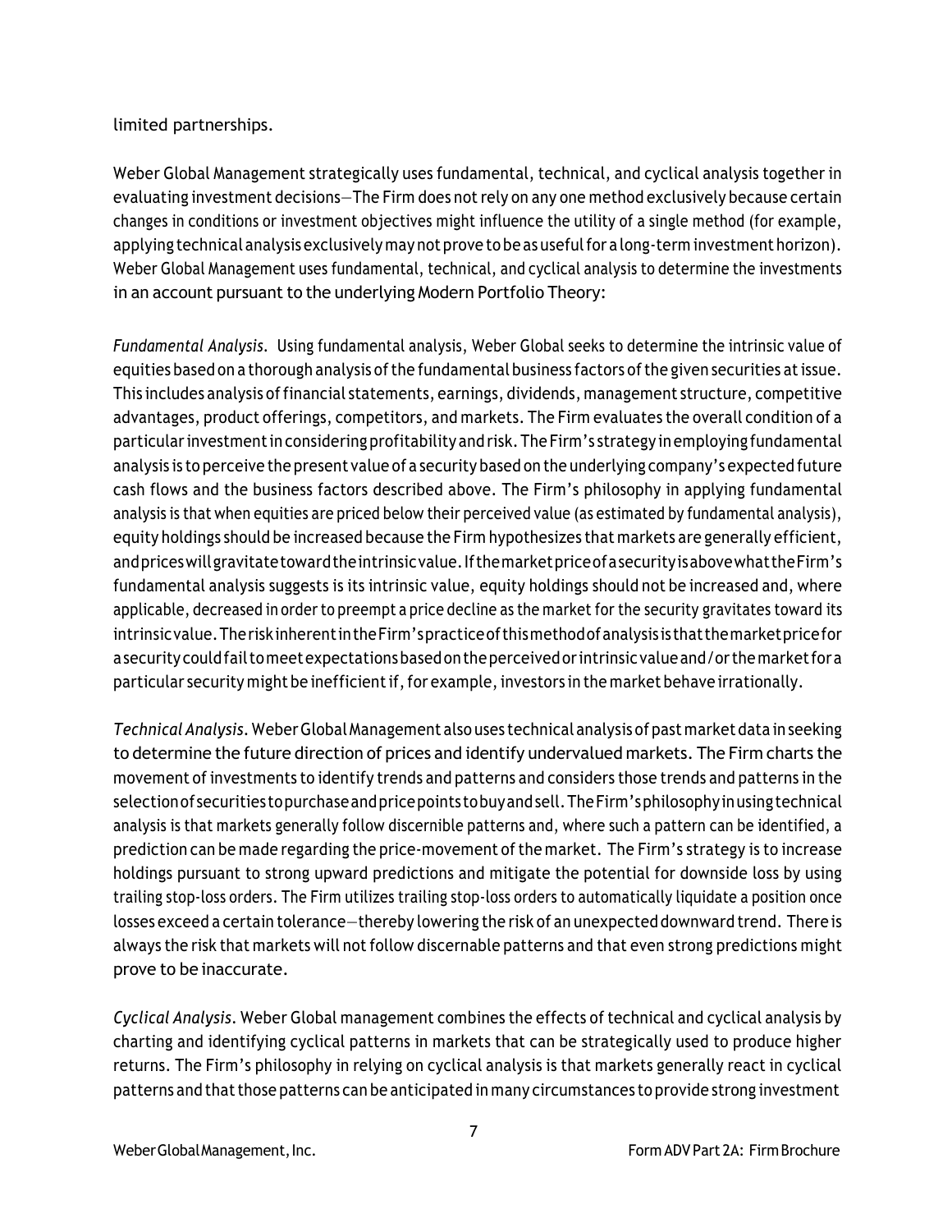limited partnerships.

Weber Global Management strategically uses fundamental, technical, and cyclical analysis together in evaluating investment decisions—The Firm does not rely on any one method exclusively because certain changes in conditions or investment objectives might influence the utility of a single method (for example, applying technical analysis exclusively may not prove to be as useful for a long-term investment horizon). Weber Global Management uses fundamental, technical, and cyclical analysis to determine the investments in an account pursuant to the underlying Modern Portfolio Theory:

*Fundamental Analysis*. Using fundamental analysis, Weber Global seeks to determine the intrinsic value of equities based on a thorough analysis of the fundamental business factors of the given securities at issue. This includes analysis of financial statements, earnings, dividends, management structure, competitive advantages, product offerings, competitors, and markets. The Firm evaluates the overall condition of a particular investment in considering profitability and risk. The Firm's strategy in employing fundamental analysis is to perceive the present value of a security based on the underlying company's expected future cash flows and the business factors described above. The Firm's philosophy in applying fundamental analysis is that when equities are priced below their perceived value (as estimated by fundamental analysis), equity holdings should be increased because the Firm hypothesizes that markets are generally efficient, and prices will gravitate toward the intrinsic value. If the market price of a security is above what the Firm's fundamental analysis suggests is its intrinsic value, equity holdings should not be increased and, where applicable, decreased in order to preempt a price decline as the market for the security gravitates toward its intrinsic value. The risk inherent in the Firm's practice of this method of analysis is that the market price for a security could fail to meet expectations based on the perceived or intrinsic value and/or the market for a particular security might be inefficient if, for example, investors in the market behave irrationally.

*Technical Analysis*. Weber Global Management also uses technical analysis of past market data in seeking to determine the future direction of prices and identify undervalued markets. The Firm charts the movement of investments to identify trends and patterns and considers those trends and patterns in the selection of securities to purchase and price points to buy and sell. The Firm's philosophy in using technical analysis is that markets generally follow discernible patterns and, where such a pattern can be identified, a prediction can be made regarding the price-movement of the market. The Firm's strategy is to increase holdings pursuant to strong upward predictions and mitigate the potential for downside loss by using trailing stop-loss orders. The Firm utilizes trailing stop-loss orders to automatically liquidate a position once losses exceed a certain tolerance—thereby lowering the risk of an unexpected downward trend. There is always the risk that markets will not follow discernable patterns and that even strong predictions might prove to be inaccurate.

*Cyclical Analysis*. Weber Global management combines the effects of technical and cyclical analysis by charting and identifying cyclical patterns in markets that can be strategically used to produce higher returns. The Firm's philosophy in relying on cyclical analysis is that markets generally react in cyclical patterns and that those patterns can be anticipated in many circumstances to provide strong investment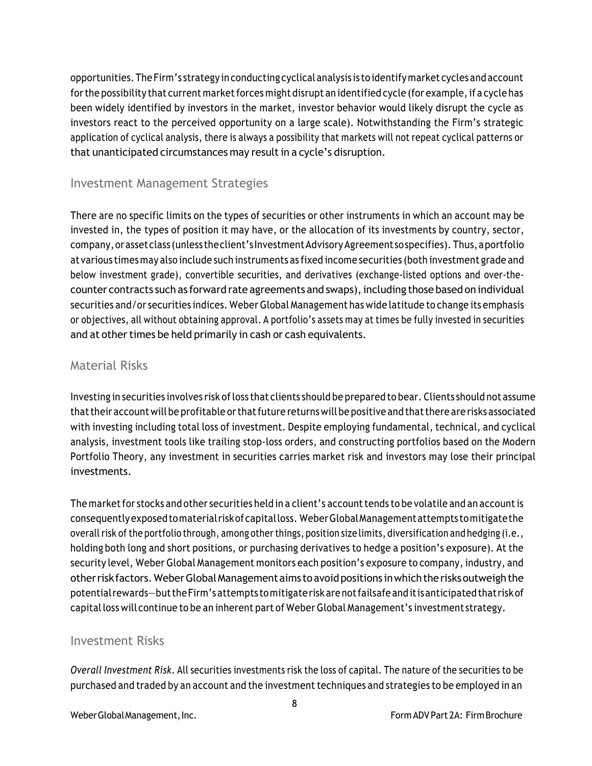opportunities. The Firm's strategy in conducting cyclical analysis is to identify market cycles and account for the possibility that current market forces might disrupt an identified cycle (for example, if a cycle has been widely identified by investors in the market, investor behavior would likely disrupt the cycle as investors react to the perceived opportunity on a large scale). Notwithstanding the Firm's strategic application of cyclical analysis, there is always a possibility that markets will not repeat cyclical patterns or that unanticipated circumstances may result in a cycle's disruption.

## Investment Management Strategies

There are no specific limits on the types of securities or other instruments in which an account may be invested in, the types of position it may have, or the allocation of its investments by country, sector, company, or asset class (unless the client's Investment Advisory Agreement so specifies). Thus, a portfolio at various times may also include such instruments as fixed income securities (both investment grade and below investment grade), convertible securities, and derivatives (exchange-listed options and over-the-counter contracts such as forward rate agreements and swaps), including those based on individual securities and/or securities indices. Weber Global Management has wide latitude to change its emphasis or objectives, all without obtaining approval. A portfolio's assets may at times be fully invested in securities and at other times be held primarily in cash or cash equivalents.

## Material Risks

Investing in securities involves risk of loss that clients should be prepared to bear. Clients should not assume that their account will be profitable or that future returns will be positive and that there are risks associated with investing including total loss of investment. Despite employing fundamental, technical, and cyclical analysis, investment tools like trailing stop-loss orders, and constructing portfolios based on the Modern Portfolio Theory, any investment in securities carries market risk and investors may lose their principal investments.

The market for stocks and other securities held in a client's account tends to be volatile and an account is consequently exposed to material risk of capital loss. Weber Global Management attempts to mitigate the overall risk of the portfolio through, among other things, position size limits, diversification and hedging (i.e., holding both long and short positions, or purchasing derivatives to hedge a position's exposure). At the security level, Weber Global Management monitors each position's exposure to company, industry, and other risk factors. Weber Global Management aims to avoid positions in which the risks outweigh the potential rewards—but the Firm's attempts to mitigate risk are not failsafe and it is anticipated that risk of capital loss will continue to be an inherent part of Weber Global Management's investment strategy.

## Investment Risks

*Overall Investment Risk*. All securities investments risk the loss of capital. The nature of the securities to be purchased and traded by an account and the investment techniques and strategies to be employed in an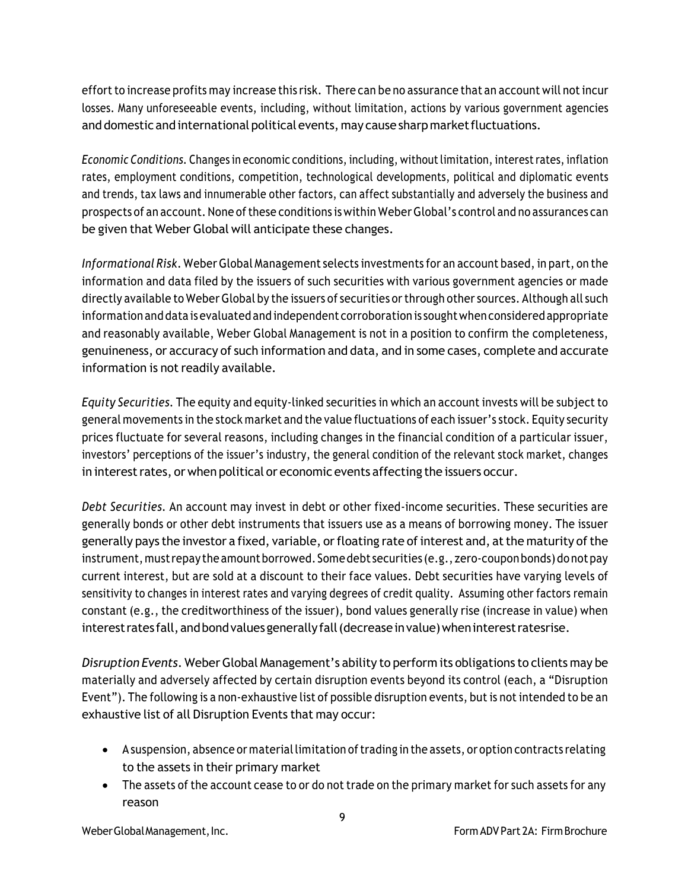effort to increase profits may increase this risk. There can be no assurance that an account will not incur losses. Many unforeseeable events, including, without limitation, actions by various government agencies and domestic and international political events, may cause sharp market fluctuations.

*Economic Conditions.* Changes in economic conditions, including, without limitation, interest rates, inflation rates, employment conditions, competition, technological developments, political and diplomatic events and trends, tax laws and innumerable other factors, can affect substantially and adversely the business and prospects of an account. None of these conditions is within Weber Global's control and no assurances can be given that Weber Global will anticipate these changes.

*Informational Risk.* Weber Global Management selects investments for an account based, in part, on the information and data filed by the issuers of such securities with various government agencies or made directly available to Weber Global by the issuers of securities or through other sources. Although all such information and data is evaluated and independent corroboration is sought when considered appropriate and reasonably available, Weber Global Management is not in a position to confirm the completeness, genuineness, or accuracy of such information and data, and in some cases, complete and accurate information is not readily available.

*Equity Securities.* The equity and equity-linked securities in which an account invests will be subject to general movements in the stock market and the value fluctuations of each issuer's stock. Equity security prices fluctuate for several reasons, including changes in the financial condition of a particular issuer, investors' perceptions of the issuer's industry, the general condition of the relevant stock market, changes in interest rates, or when political or economic events affecting the issuers occur.

*Debt Securities.* An account may invest in debt or other fixed-income securities. These securities are generally bonds or other debt instruments that issuers use as a means of borrowing money. The issuer generally pays the investor a fixed, variable, or floating rate of interest and, at the maturity of the instrument, must repay the amount borrowed. Some debt securities (e.g., zero-coupon bonds) do not pay current interest, but are sold at a discount to their face values. Debt securities have varying levels of sensitivity to changes in interest rates and varying degrees of credit quality. Assuming other factors remain constant (e.g., the creditworthiness of the issuer), bond values generally rise (increase in value) when interest rates fall, and bond values generally fall (decrease in value) when interest ratesrise.

*Disruption Events.* Weber Global Management's ability to perform its obligations to clients may be materially and adversely affected by certain disruption events beyond its control (each, a "Disruption Event"). The following is a non-exhaustive list of possible disruption events, but is not intended to be an exhaustive list of all Disruption Events that may occur:

- A suspension, absence or material limitation of trading in the assets, or option contracts relating to the assets in their primary market
- The assets of the account cease to or do not trade on the primary market for such assets for any reason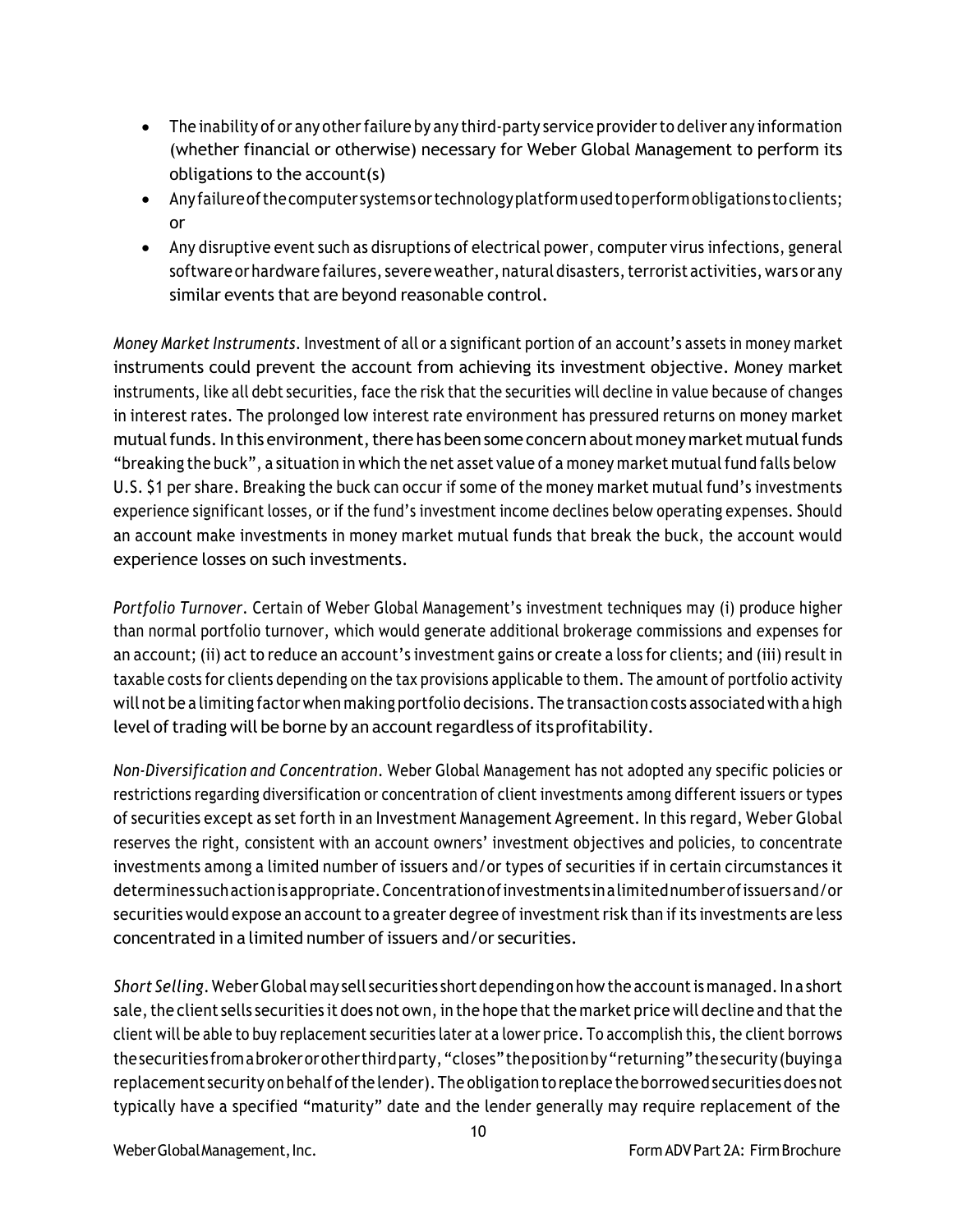- The inability of or any other failure by any third-party service provider to deliver any information (whether financial or otherwise) necessary for Weber Global Management to perform its obligations to the account(s)
- Any failure of the computer systems or technology platform used to perform obligations to clients; or
- Any disruptive event such as disruptions of electrical power, computer virus infections, general software or hardware failures, severe weather, natural disasters, terrorist activities, wars or any similar events that are beyond reasonable control.

*Money Market Instruments*. Investment of all or a significant portion of an account's assets in money market instruments could prevent the account from achieving its investment objective. Money market instruments, like all debt securities, face the risk that the securities will decline in value because of changes in interest rates. The prolonged low interest rate environment has pressured returns on money market mutual funds. In this environment, there has been some concern about money market mutual funds "breaking the buck", a situation in which the net asset value of a money market mutual fund falls below U.S. $1 per share. Breaking the buck can occur if some of the money market mutual fund's investments experience significant losses, or if the fund's investment income declines below operating expenses. Should an account make investments in money market mutual funds that break the buck, the account would experience losses on such investments.

*Portfolio Turnover*. Certain of Weber Global Management's investment techniques may (i) produce higher than normal portfolio turnover, which would generate additional brokerage commissions and expenses for an account; (ii) act to reduce an account's investment gains or create a loss for clients; and (iii) result in taxable costs for clients depending on the tax provisions applicable to them. The amount of portfolio activity will not be a limiting factor when making portfolio decisions. The transaction costs associated with a high level of trading will be borne by an account regardless of its profitability.

*Non-Diversification and Concentration*. Weber Global Management has not adopted any specific policies or restrictions regarding diversification or concentration of client investments among different issuers or types of securities except as set forth in an Investment Management Agreement. In this regard, Weber Global reserves the right, consistent with an account owners' investment objectives and policies, to concentrate investments among a limited number of issuers and/or types of securities if in certain circumstances it determines such action is appropriate. Concentration of investments in a limited number of issuers and/or securities would expose an account to a greater degree of investment risk than if its investments are less concentrated in a limited number of issuers and/or securities.

*Short Selling*. Weber Global may sell securities short depending on how the account is managed. In a short sale, the client sells securities it does not own, in the hope that the market price will decline and that the client will be able to buy replacement securities later at a lower price. To accomplish this, the client borrows the securities from a broker or other third party, "closes" the position by "returning" the security (buying a replacement security on behalf of the lender). The obligation to replace the borrowed securities does not typically have a specified "maturity" date and the lender generally may require replacement of the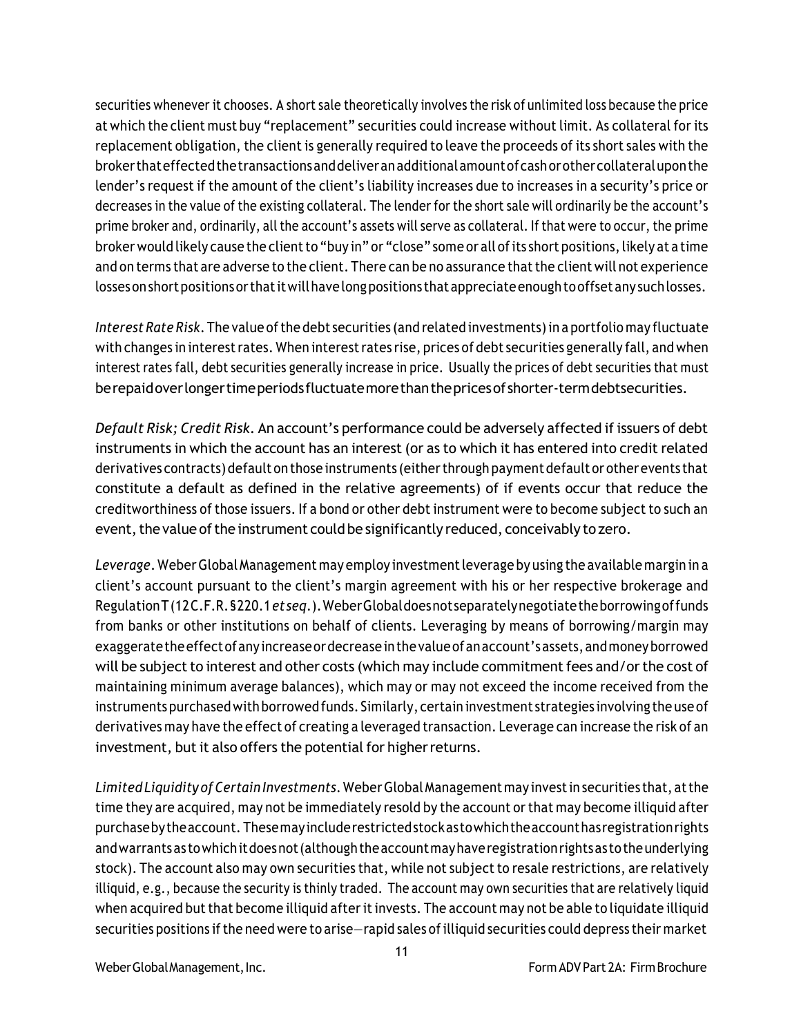securities whenever it chooses. A short sale theoretically involves the risk of unlimited loss because the price at which the client must buy "replacement" securities could increase without limit. As collateral for its replacement obligation, the client is generally required to leave the proceeds of its short sales with the broker that effected the transactions and deliver an additional amount of cash or other collateral upon the lender's request if the amount of the client's liability increases due to increases in a security's price or decreases in the value of the existing collateral. The lender for the short sale will ordinarily be the account's prime broker and, ordinarily, all the account's assets will serve as collateral. If that were to occur, the prime broker would likely cause the client to "buy in" or "close" some or all of its short positions, likely at a time and on terms that are adverse to the client. There can be no assurance that the client will not experience losses on short positions or that it will have long positions that appreciate enough to offset any such losses.

*Interest Rate Risk*. The value of the debt securities (and related investments) in a portfolio may fluctuate with changes in interest rates. When interest rates rise, prices of debt securities generally fall, and when interest rates fall, debt securities generally increase in price. Usually the prices of debt securities that must be repaid over longer time periods fluctuate more than the prices of shorter-term debt securities.

*Default Risk; Credit Risk*. An account's performance could be adversely affected if issuers of debt instruments in which the account has an interest (or as to which it has entered into credit related derivatives contracts) default on those instruments (either through payment default or other events that constitute a default as defined in the relative agreements) of if events occur that reduce the creditworthiness of those issuers. If a bond or other debt instrument were to become subject to such an event, the value of the instrument could be significantly reduced, conceivably to zero.

*Leverage*. Weber Global Management may employ investment leverage by using the available margin in a client's account pursuant to the client's margin agreement with his or her respective brokerage and Regulation T (12 C.F.R. §220.1 *et seq.*). Weber Global does not separately negotiate the borrowing of funds from banks or other institutions on behalf of clients. Leveraging by means of borrowing/margin may exaggerate the effect of any increase or decrease in the value of an account's assets, and money borrowed will be subject to interest and other costs (which may include commitment fees and/or the cost of maintaining minimum average balances), which may or may not exceed the income received from the instruments purchased with borrowed funds. Similarly, certain investment strategies involving the use of derivatives may have the effect of creating a leveraged transaction. Leverage can increase the risk of an investment, but it also offers the potential for higher returns.

*Limited Liquidity of Certain Investments*. Weber Global Management may invest in securities that, at the time they are acquired, may not be immediately resold by the account or that may become illiquid after purchase by the account. These may include restricted stock as to which the account has registration rights and warrants as to which it does not (although the account may have registration rights as to the underlying stock). The account also may own securities that, while not subject to resale restrictions, are relatively illiquid, e.g., because the security is thinly traded. The account may own securities that are relatively liquid when acquired but that become illiquid after it invests. The account may not be able to liquidate illiquid securities positions if the need were to arise—rapid sales of illiquid securities could depress their market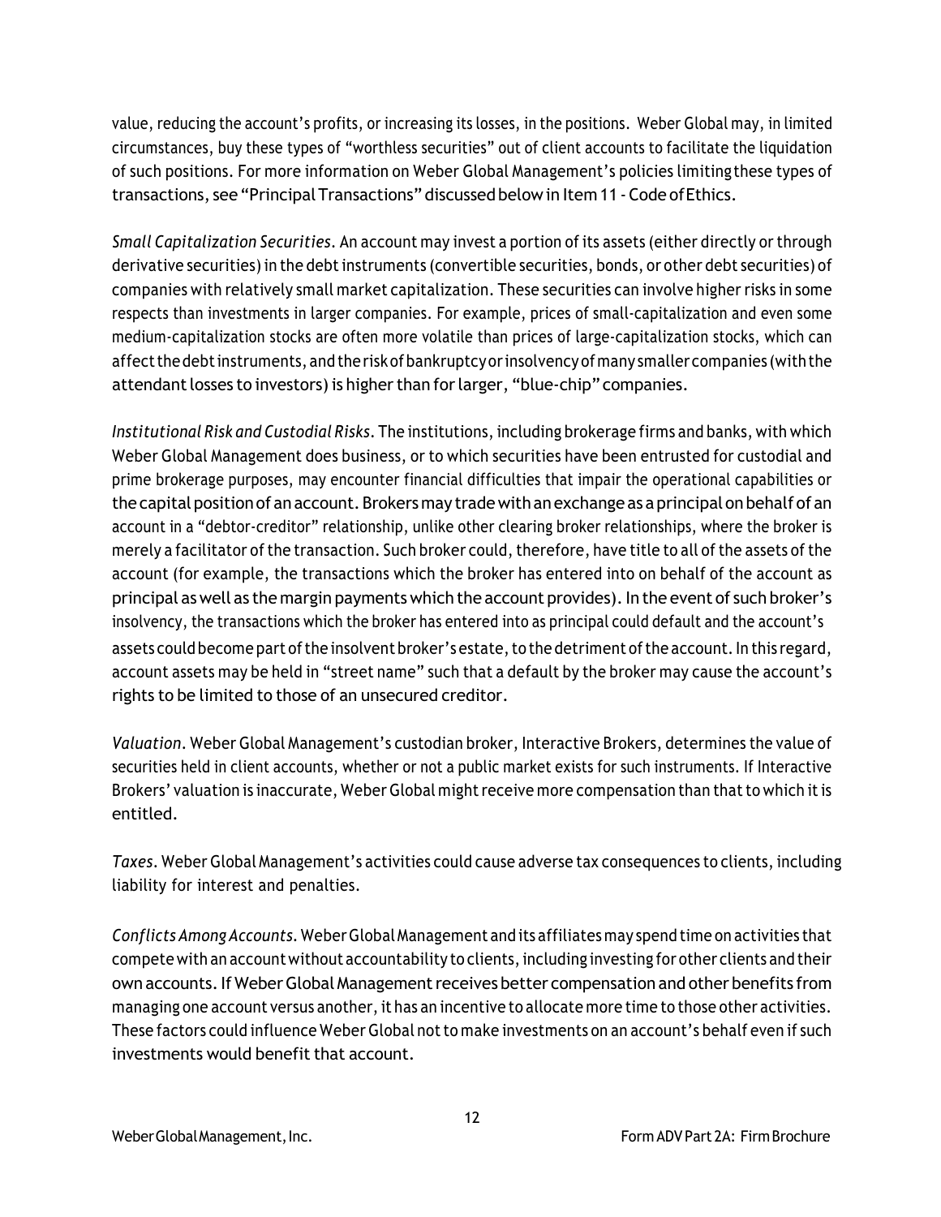value, reducing the account's profits, or increasing its losses, in the positions. Weber Global may, in limited circumstances, buy these types of "worthless securities" out of client accounts to facilitate the liquidation of such positions. For more information on Weber Global Management's policies limiting these types of transactions, see "Principal Transactions" discussed below in Item 11 - Code of Ethics.

*Small Capitalization Securities.* An account may invest a portion of its assets (either directly or through derivative securities) in the debt instruments (convertible securities, bonds, or other debt securities) of companies with relatively small market capitalization. These securities can involve higher risks in some respects than investments in larger companies. For example, prices of small-capitalization and even some medium-capitalization stocks are often more volatile than prices of large-capitalization stocks, which can affect the debt instruments, and the risk of bankruptcy or insolvency of many smaller companies (with the attendant losses to investors) is higher than for larger, "blue-chip" companies.

*Institutional Risk and Custodial Risks.* The institutions, including brokerage firms and banks, with which Weber Global Management does business, or to which securities have been entrusted for custodial and prime brokerage purposes, may encounter financial difficulties that impair the operational capabilities or the capital position of an account. Brokers may trade with an exchange as a principal on behalf of an account in a "debtor-creditor" relationship, unlike other clearing broker relationships, where the broker is merely a facilitator of the transaction. Such broker could, therefore, have title to all of the assets of the account (for example, the transactions which the broker has entered into on behalf of the account as principal as well as the margin payments which the account provides). In the event of such broker's insolvency, the transactions which the broker has entered into as principal could default and the account's assets could become part of the insolvent broker's estate, to the detriment of the account. In this regard, account assets may be held in "street name" such that a default by the broker may cause the account's rights to be limited to those of an unsecured creditor.

*Valuation.* Weber Global Management's custodian broker, Interactive Brokers, determines the value of securities held in client accounts, whether or not a public market exists for such instruments. If Interactive Brokers' valuation is inaccurate, Weber Global might receive more compensation than that to which it is entitled.

*Taxes.* Weber Global Management's activities could cause adverse tax consequences to clients, including liability for interest and penalties.

*Conflicts Among Accounts.* Weber Global Management and its affiliates may spend time on activities that compete with an account without accountability to clients, including investing for other clients and their own accounts. If Weber Global Management receives better compensation and other benefits from managing one account versus another, it has an incentive to allocate more time to those other activities. These factors could influence Weber Global not to make investments on an account's behalf even if such investments would benefit that account.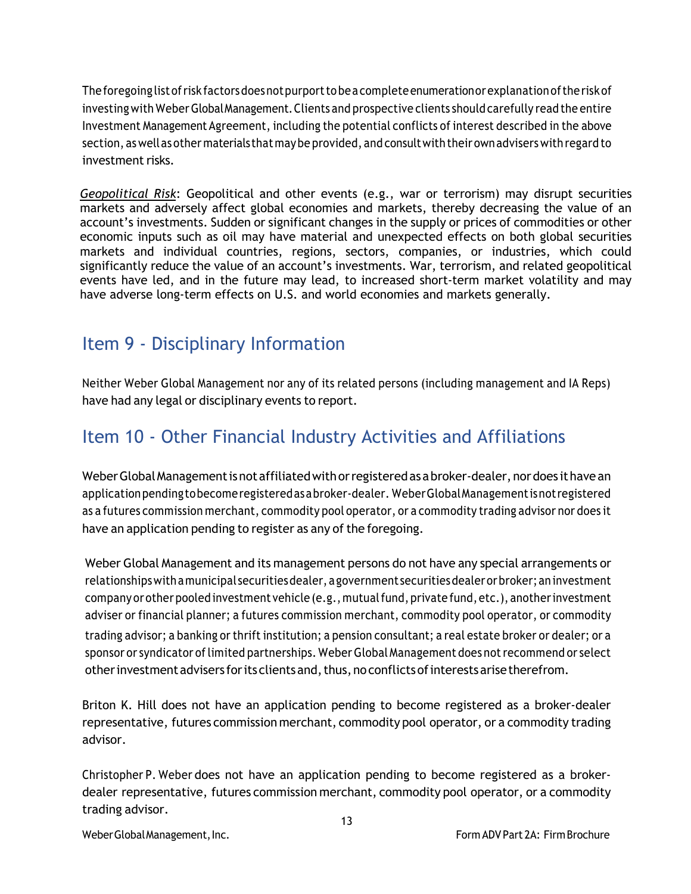The foregoing list of risk factors does not purport to be a complete enumeration or explanation of the risk of investing with Weber Global Management. Clients and prospective clients should carefully read the entire Investment Management Agreement, including the potential conflicts of interest described in the above section, as well as other materials that may be provided, and consult with their own advisers with regard to investment risks.

*Geopolitical Risk*: Geopolitical and other events (e.g., war or terrorism) may disrupt securities markets and adversely affect global economies and markets, thereby decreasing the value of an account's investments. Sudden or significant changes in the supply or prices of commodities or other economic inputs such as oil may have material and unexpected effects on both global securities markets and individual countries, regions, sectors, companies, or industries, which could significantly reduce the value of an account's investments. War, terrorism, and related geopolitical events have led, and in the future may lead, to increased short-term market volatility and may have adverse long-term effects on U.S. and world economies and markets generally.

## Item 9 - Disciplinary Information

Neither Weber Global Management nor any of its related persons (including management and IA Reps) have had any legal or disciplinary events to report.

## Item 10 - Other Financial Industry Activities and Affiliations

Weber Global Management is not affiliated with or registered as a broker-dealer, nor does it have an application pending to become registered as a broker-dealer. Weber Global Management is not registered as a futures commission merchant, commodity pool operator, or a commodity trading advisor nor does it have an application pending to register as any of the foregoing.

Weber Global Management and its management persons do not have any special arrangements or relationships with a municipal securities dealer, a government securities dealer or broker; an investment company or other pooled investment vehicle (e.g., mutual fund, private fund, etc.), another investment adviser or financial planner; a futures commission merchant, commodity pool operator, or commodity trading advisor; a banking or thrift institution; a pension consultant; a real estate broker or dealer; or a sponsor or syndicator of limited partnerships. Weber Global Management does not recommend or select other investment advisers for its clients and, thus, no conflicts of interests arise therefrom.

Briton K. Hill does not have an application pending to become registered as a broker-dealer representative, futures commission merchant, commodity pool operator, or a commodity trading advisor.

Christopher P. Weber does not have an application pending to become registered as a broker-dealer representative, futures commission merchant, commodity pool operator, or a commodity trading advisor.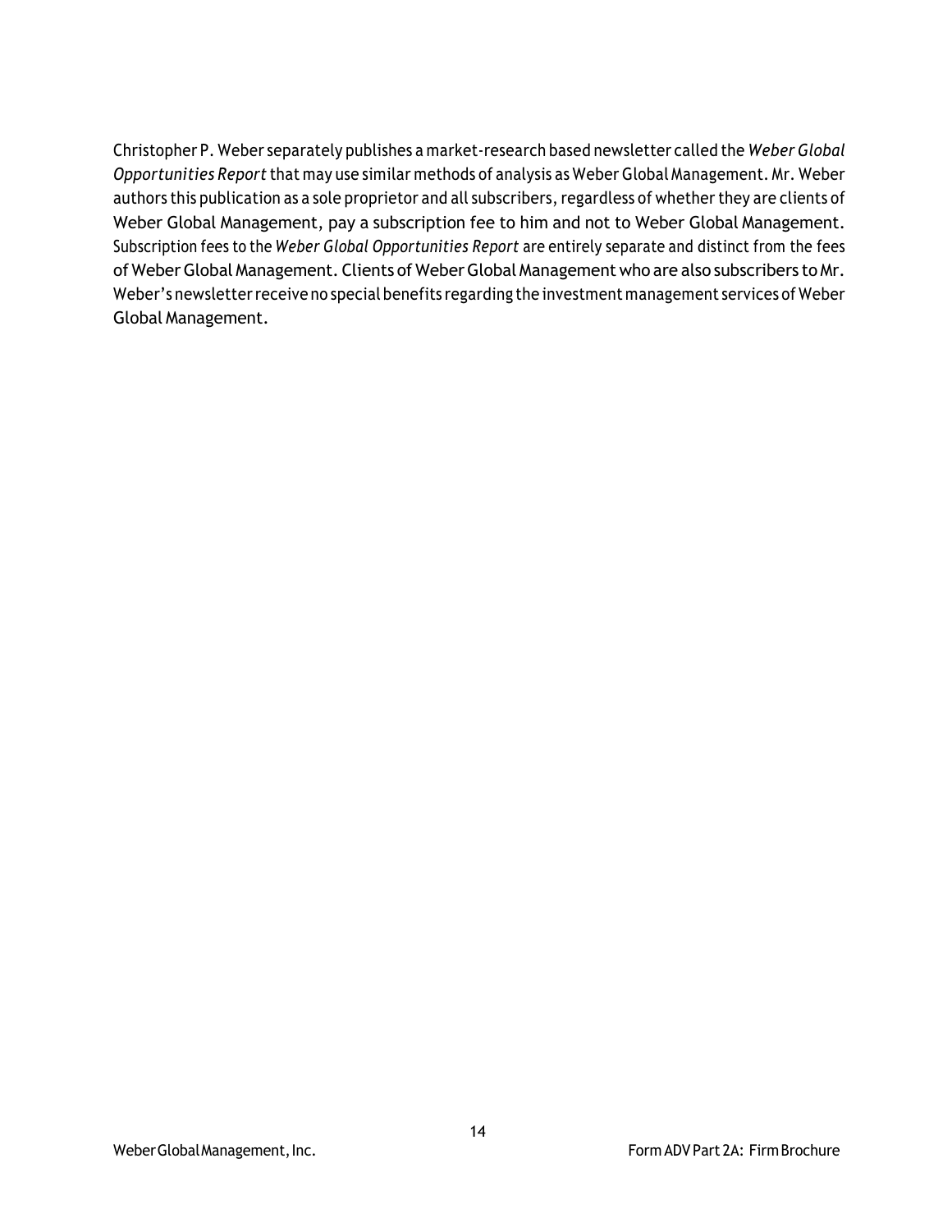Christopher P. Weber separately publishes a market-research based newsletter called the *Weber Global Opportunities Report* that may use similar methods of analysis as Weber Global Management. Mr. Weber authors this publication as a sole proprietor and all subscribers, regardless of whether they are clients of Weber Global Management, pay a subscription fee to him and not to Weber Global Management. Subscription fees to the *Weber Global Opportunities Report* are entirely separate and distinct from the fees of Weber Global Management. Clients of Weber Global Management who are also subscribers to Mr. Weber's newsletter receive no special benefits regarding the investment management services of Weber Global Management.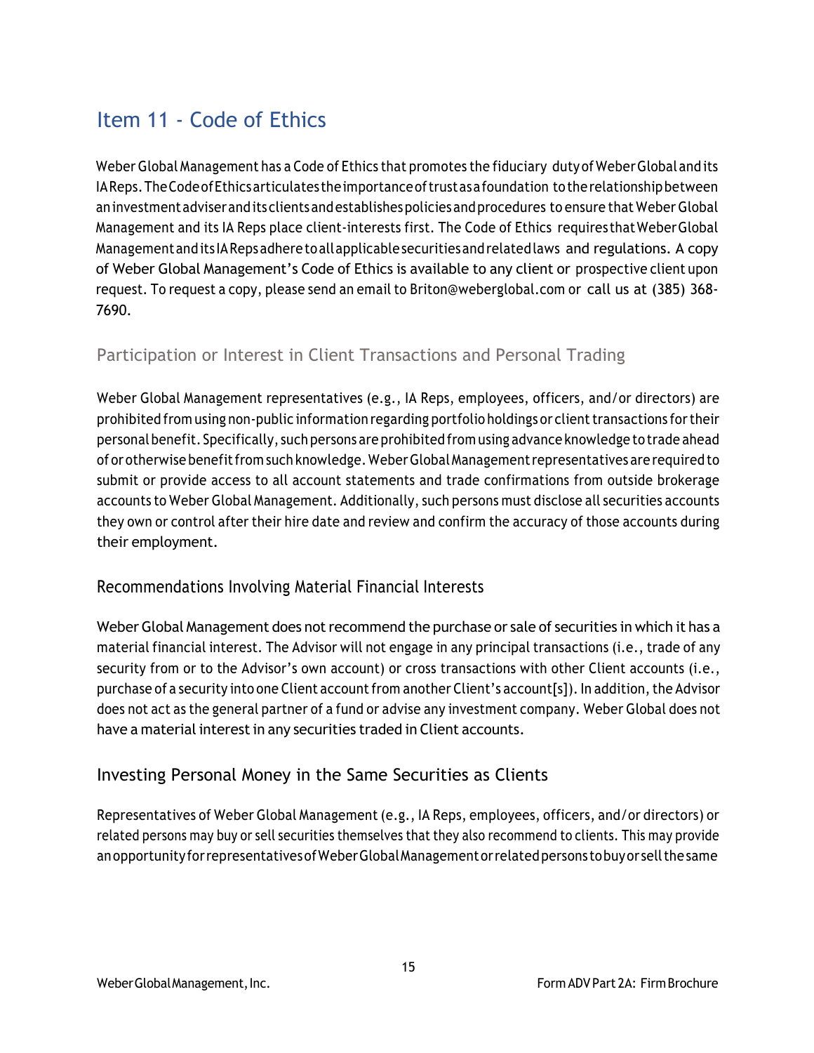## Item 11 - Code of Ethics

Weber Global Management has a Code of Ethics that promotes the fiduciary duty of Weber Global and its IA Reps. The Code of Ethics articulates the importance of trust as a foundation to the relationship between an investment adviser and its clients and establishes policies and procedures to ensure that Weber Global Management and its IA Reps place client-interests first. The Code of Ethics requires that Weber Global Management and its IA Reps adhere to all applicable securities and related laws and regulations. A copy of Weber Global Management's Code of Ethics is available to any client or prospective client upon request. To request a copy, please send an email to Briton@weberglobal.com or call us at (385) 368-7690.

### Participation or Interest in Client Transactions and Personal Trading

Weber Global Management representatives (e.g., IA Reps, employees, officers, and/or directors) are prohibited from using non-public information regarding portfolio holdings or client transactions for their personal benefit. Specifically, such persons are prohibited from using advance knowledge to trade ahead of or otherwise benefit from such knowledge. Weber Global Management representatives are required to submit or provide access to all account statements and trade confirmations from outside brokerage accounts to Weber Global Management. Additionally, such persons must disclose all securities accounts they own or control after their hire date and review and confirm the accuracy of those accounts during their employment.

### Recommendations Involving Material Financial Interests

Weber Global Management does not recommend the purchase or sale of securities in which it has a material financial interest. The Advisor will not engage in any principal transactions (i.e., trade of any security from or to the Advisor's own account) or cross transactions with other Client accounts (i.e., purchase of a security into one Client account from another Client's account[s]). In addition, the Advisor does not act as the general partner of a fund or advise any investment company. Weber Global does not have a material interest in any securities traded in Client accounts.

### Investing Personal Money in the Same Securities as Clients

Representatives of Weber Global Management (e.g., IA Reps, employees, officers, and/or directors) or related persons may buy or sell securities themselves that they also recommend to clients. This may provide an opportunity for representatives of Weber Global Management or related persons to buy or sell the same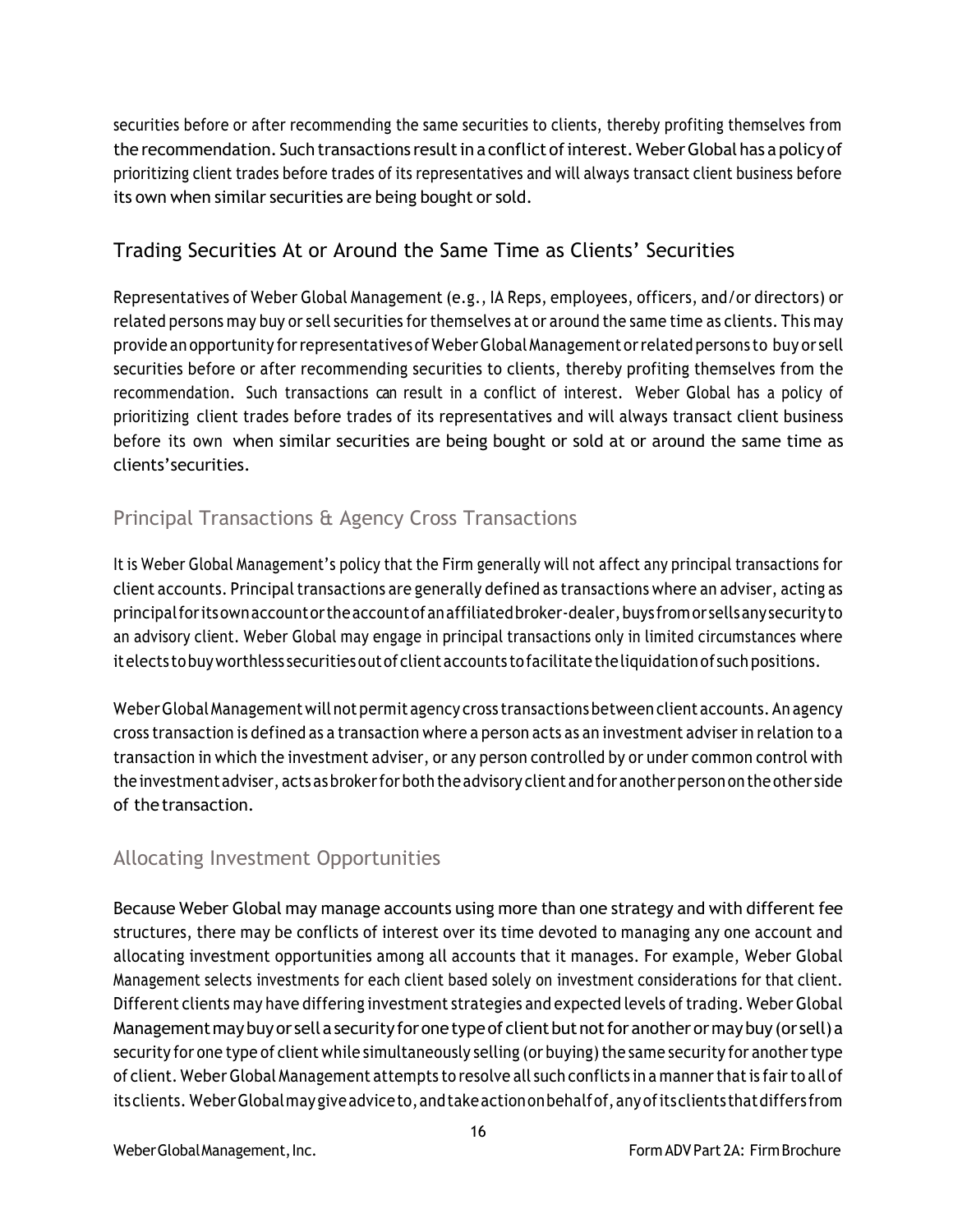securities before or after recommending the same securities to clients, thereby profiting themselves from the recommendation. Such transactions result in a conflict of interest. Weber Global has a policy of prioritizing client trades before trades of its representatives and will always transact client business before its own when similar securities are being bought or sold.

## Trading Securities At or Around the Same Time as Clients' Securities

Representatives of Weber Global Management (e.g., IA Reps, employees, officers, and/or directors) or related persons may buy or sell securities for themselves at or around the same time as clients. This may provide an opportunity for representatives of Weber Global Management or related persons to buy or sell securities before or after recommending securities to clients, thereby profiting themselves from the recommendation. Such transactions can result in a conflict of interest. Weber Global has a policy of prioritizing client trades before trades of its representatives and will always transact client business before its own when similar securities are being bought or sold at or around the same time as clients'securities.

## Principal Transactions & Agency Cross Transactions

It is Weber Global Management's policy that the Firm generally will not affect any principal transactions for client accounts. Principal transactions are generally defined as transactions where an adviser, acting as principal for its own account or the account of an affiliated broker-dealer, buys from or sells any security to an advisory client. Weber Global may engage in principal transactions only in limited circumstances where it elects to buy worthless securities out of client accounts to facilitate the liquidation of such positions.

Weber Global Management will not permit agency cross transactions between client accounts. An agency cross transaction is defined as a transaction where a person acts as an investment adviser in relation to a transaction in which the investment adviser, or any person controlled by or under common control with the investment adviser, acts as broker for both the advisory client and for another person on the other side of the transaction.

## Allocating Investment Opportunities

Because Weber Global may manage accounts using more than one strategy and with different fee structures, there may be conflicts of interest over its time devoted to managing any one account and allocating investment opportunities among all accounts that it manages. For example, Weber Global Management selects investments for each client based solely on investment considerations for that client. Different clients may have differing investment strategies and expected levels of trading. Weber Global Management may buy or sell a security for one type of client but not for another or may buy (or sell) a security for one type of client while simultaneously selling (or buying) the same security for another type of client. Weber Global Management attempts to resolve all such conflicts in a manner that is fair to all of its clients. Weber Global may give advice to, and take action on behalf of, any of its clients that differs from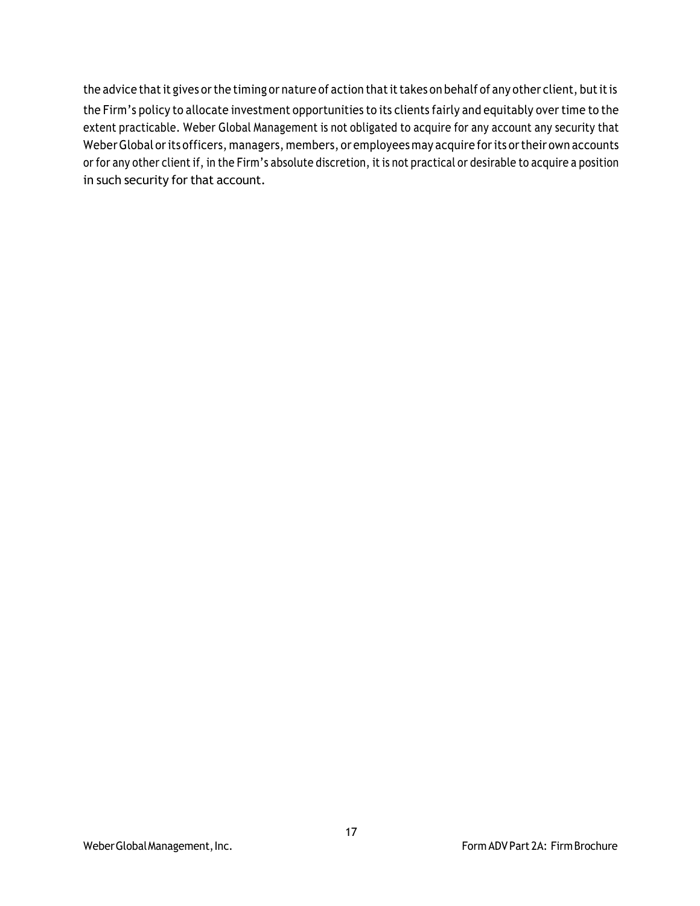the advice that it gives or the timing or nature of action that it takes on behalf of any other client, but it is the Firm's policy to allocate investment opportunities to its clients fairly and equitably over time to the extent practicable. Weber Global Management is not obligated to acquire for any account any security that Weber Global or its officers, managers, members, or employees may acquire for its or their own accounts or for any other client if, in the Firm's absolute discretion, it is not practical or desirable to acquire a position in such security for that account.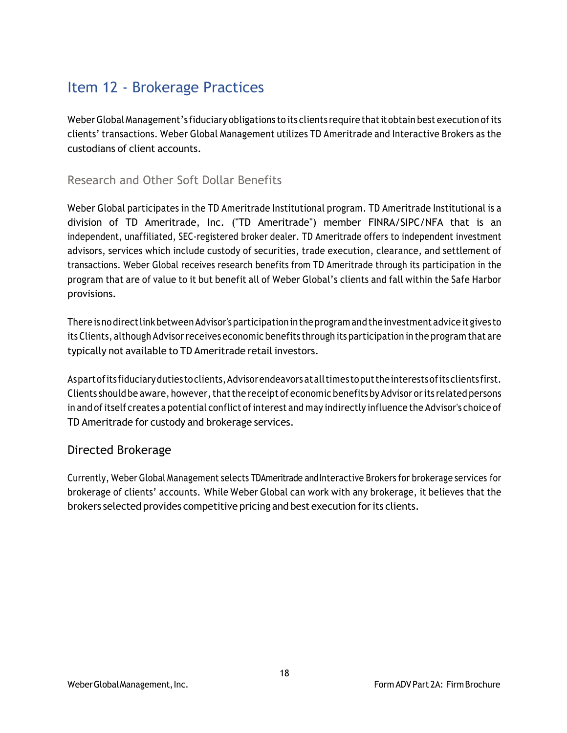# Item 12 - Brokerage Practices

Weber Global Management's fiduciary obligations to its clients require that it obtain best execution of its clients' transactions. Weber Global Management utilizes TD Ameritrade and Interactive Brokers as the custodians of client accounts.

## Research and Other Soft Dollar Benefits

Weber Global participates in the TD Ameritrade Institutional program. TD Ameritrade Institutional is a division of TD Ameritrade, Inc. ("TD Ameritrade") member FINRA/SIPC/NFA that is an independent, unaffiliated, SEC-registered broker dealer. TD Ameritrade offers to independent investment advisors, services which include custody of securities, trade execution, clearance, and settlement of transactions. Weber Global receives research benefits from TD Ameritrade through its participation in the program that are of value to it but benefit all of Weber Global's clients and fall within the Safe Harbor provisions.

There is no direct link between Advisor's participation in the program and the investment advice it gives to its Clients, although Advisor receives economic benefits through its participation in the program that are typically not available to TD Ameritrade retail investors.

As part of its fiduciary duties to clients, Advisor endeavors at all times to put the interests of its clients first. Clients should be aware, however, that the receipt of economic benefits by Advisor or its related persons in and of itself creates a potential conflict of interest and may indirectly influence the Advisor's choice of TD Ameritrade for custody and brokerage services.

## Directed Brokerage

Currently, Weber Global Management selects TDAmeritrade and Interactive Brokers for brokerage services for brokerage of clients' accounts. While Weber Global can work with any brokerage, it believes that the brokers selected provides competitive pricing and best execution for its clients.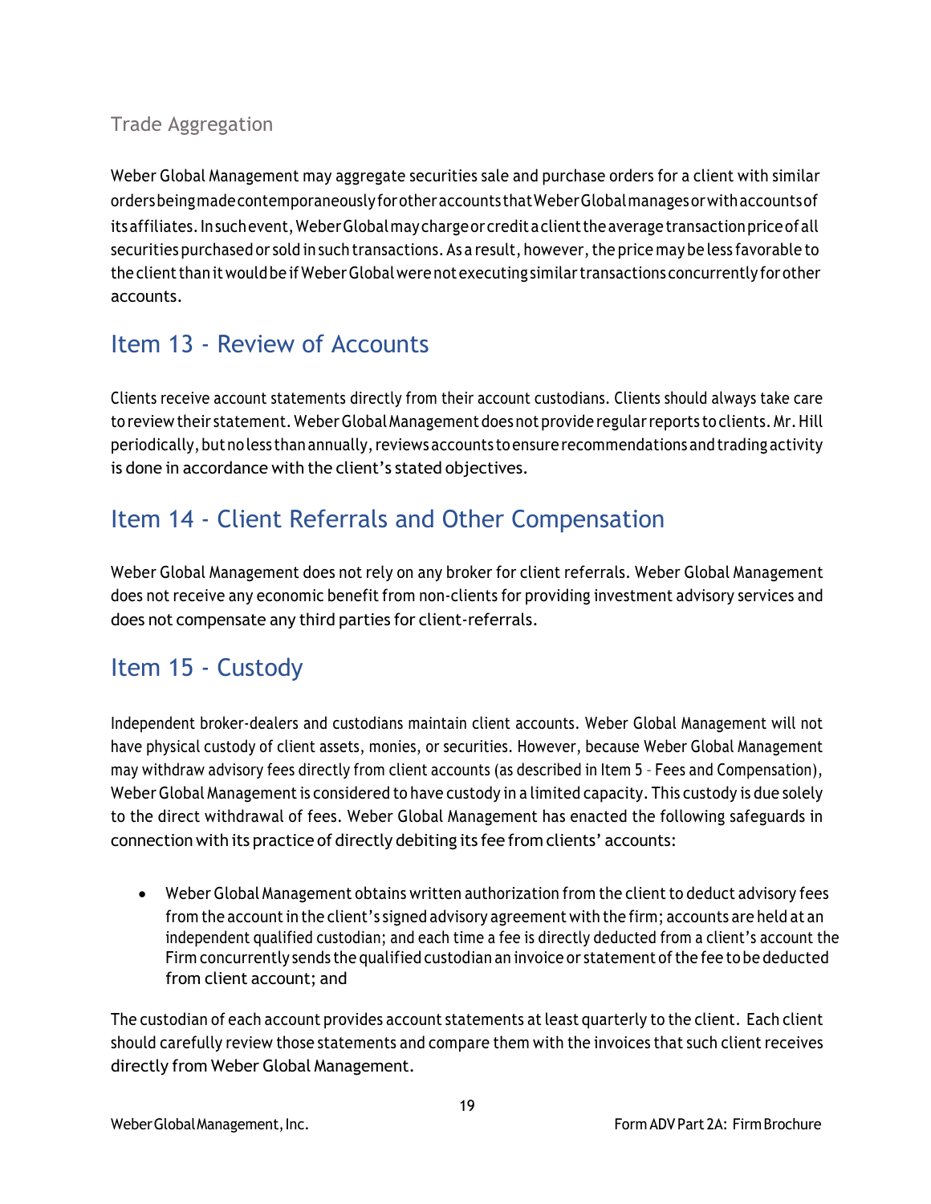### Trade Aggregation

Weber Global Management may aggregate securities sale and purchase orders for a client with similar orders being made contemporaneously for other accounts that Weber Global manages or with accounts of its affiliates. In such event, Weber Global may charge or credit a client the average transaction price of all securities purchased or sold in such transactions. As a result, however, the price may be less favorable to the client than it would be if Weber Global were not executing similar transactions concurrently for other accounts.

## Item 13 - Review of Accounts

Clients receive account statements directly from their account custodians. Clients should always take care to review their statement. Weber Global Management does not provide regular reports to clients. Mr. Hill periodically, but no less than annually, reviews accounts to ensure recommendations and trading activity is done in accordance with the client's stated objectives.

## Item 14 - Client Referrals and Other Compensation

Weber Global Management does not rely on any broker for client referrals. Weber Global Management does not receive any economic benefit from non-clients for providing investment advisory services and does not compensate any third parties for client-referrals.

## Item 15 - Custody

Independent broker-dealers and custodians maintain client accounts. Weber Global Management will not have physical custody of client assets, monies, or securities. However, because Weber Global Management may withdraw advisory fees directly from client accounts (as described in Item 5 - Fees and Compensation), Weber Global Management is considered to have custody in a limited capacity. This custody is due solely to the direct withdrawal of fees. Weber Global Management has enacted the following safeguards in connection with its practice of directly debiting its fee from clients' accounts:

- Weber Global Management obtains written authorization from the client to deduct advisory fees from the account in the client's signed advisory agreement with the firm; accounts are held at an independent qualified custodian; and each time a fee is directly deducted from a client's account the Firm concurrently sends the qualified custodian an invoice or statement of the fee to be deducted from client account; and

The custodian of each account provides account statements at least quarterly to the client. Each client should carefully review those statements and compare them with the invoices that such client receives directly from Weber Global Management.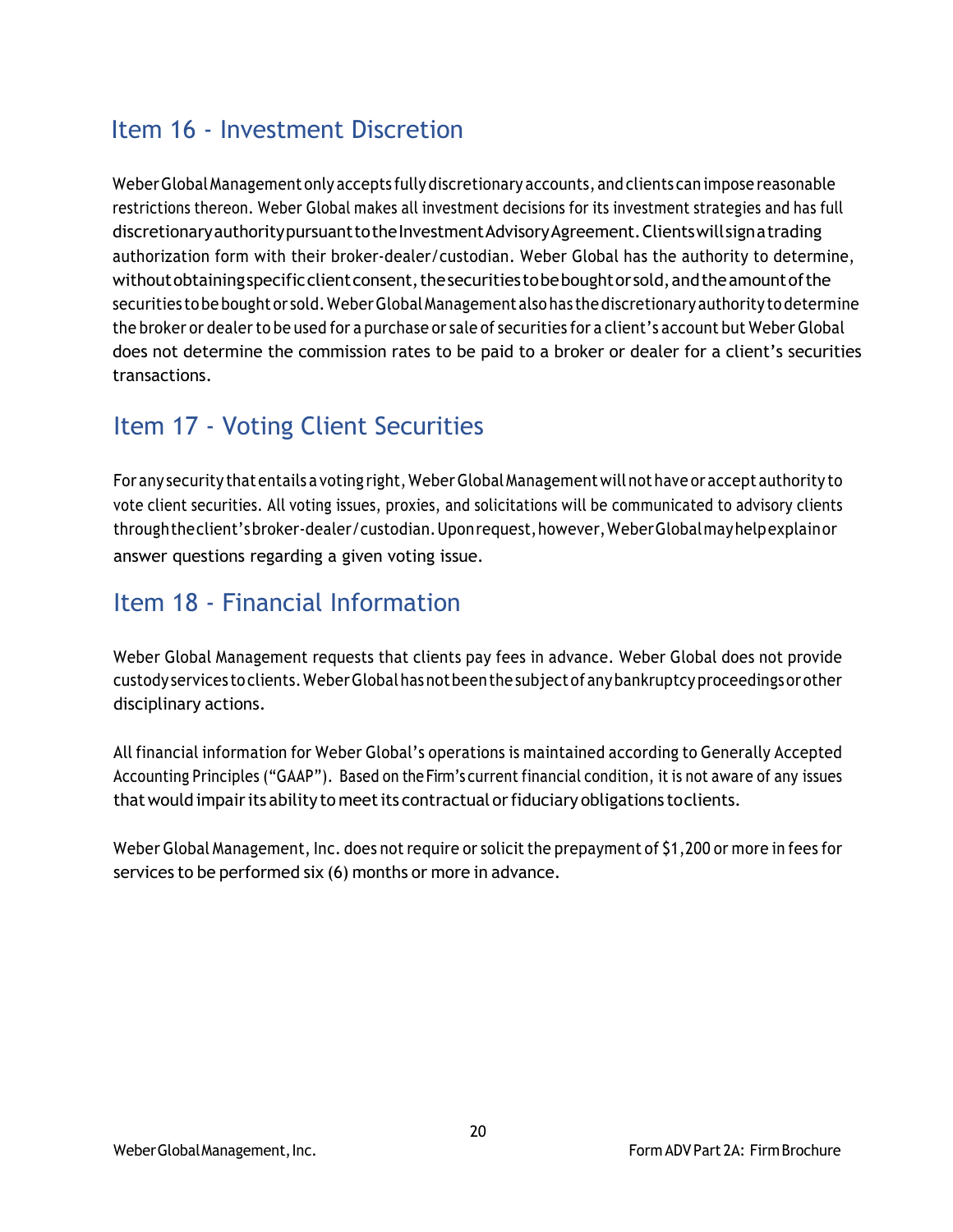## Item 16 - Investment Discretion

Weber Global Management only accepts fully discretionary accounts, and clients can impose reasonable restrictions thereon. Weber Global makes all investment decisions for its investment strategies and has full discretionary authority pursuant to the Investment Advisory Agreement. Clients will sign a trading authorization form with their broker-dealer/custodian. Weber Global has the authority to determine, without obtaining specific client consent, the securities to be bought or sold, and the amount of the securities to be bought or sold. Weber Global Management also has the discretionary authority to determine the broker or dealer to be used for a purchase or sale of securities for a client's account but Weber Global does not determine the commission rates to be paid to a broker or dealer for a client's securities transactions.

## Item 17 - Voting Client Securities

For any security that entails a voting right, Weber Global Management will not have or accept authority to vote client securities. All voting issues, proxies, and solicitations will be communicated to advisory clients through the client's broker-dealer/custodian. Upon request, however, Weber Global may help explain or answer questions regarding a given voting issue.

## Item 18 - Financial Information

Weber Global Management requests that clients pay fees in advance. Weber Global does not provide custody services to clients. Weber Global has not been the subject of any bankruptcy proceedings or other disciplinary actions.

All financial information for Weber Global's operations is maintained according to Generally Accepted Accounting Principles ("GAAP"). Based on the Firm's current financial condition, it is not aware of any issues that would impair its ability to meet its contractual or fiduciary obligations to clients.

Weber Global Management, Inc. does not require or solicit the prepayment of $1,200 or more in fees for services to be performed six (6) months or more in advance.